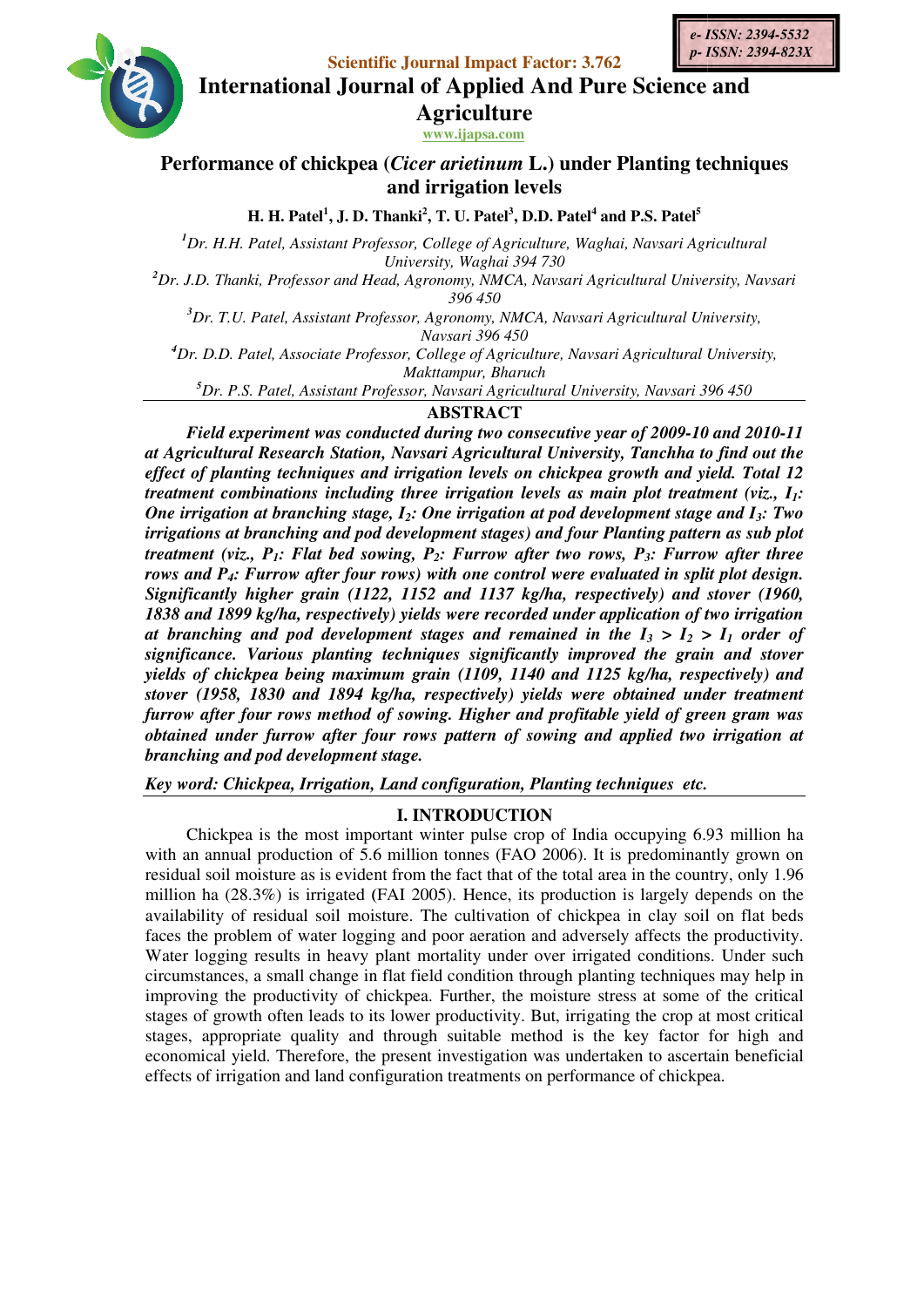e- ISSN: 2394-5532
p- ISSN: 2394-823X

Scientific Journal Impact Factor: 3.762

# International Journal of Applied And Pure Science and Agriculture

www.ijapsa.com

## Performance of chickpea (*Cicer arietinum* L.) under Planting techniques and irrigation levels

**H. H. Patel[1], J. D. Thanki[2], T. U. Patel[3], D.D. Patel[4] and P.S. Patel[5]**

[1]*Dr. H.H. Patel, Assistant Professor, College of Agriculture, Waghai, Navsari Agricultural University, Waghai 394 730*

[2]*Dr. J.D. Thanki, Professor and Head, Agronomy, NMCA, Navsari Agricultural University, Navsari 396 450*

[3]*Dr. T.U. Patel, Assistant Professor, Agronomy, NMCA, Navsari Agricultural University, Navsari 396 450*

[4]*Dr. D.D. Patel, Associate Professor, College of Agriculture, Navsari Agricultural University, Makttampur, Bharuch*

[5]*Dr. P.S. Patel, Assistant Professor, Navsari Agricultural University, Navsari 396 450*

### ABSTRACT

***Field experiment was conducted during two consecutive year of 2009-10 and 2010-11 at Agricultural Research Station, Navsari Agricultural University, Tanchha to find out the effect of planting techniques and irrigation levels on chickpea growth and yield. Total 12 treatment combinations including three irrigation levels as main plot treatment (viz., $I_1$: One irrigation at branching stage, $I_2$: One irrigation at pod development stage and $I_3$: Two irrigations at branching and pod development stages) and four Planting pattern as sub plot treatment (viz., $P_1$: Flat bed sowing, $P_2$: Furrow after two rows, $P_3$: Furrow after three rows and $P_4$: Furrow after four rows) with one control were evaluated in split plot design. Significantly higher grain (1122, 1152 and 1137 kg/ha, respectively) and stover (1960, 1838 and 1899 kg/ha, respectively) yields were recorded under application of two irrigation at branching and pod development stages and remained in the $I_3 > I_2 > I_1$ order of significance. Various planting techniques significantly improved the grain and stover yields of chickpea being maximum grain (1109, 1140 and 1125 kg/ha, respectively) and stover (1958, 1830 and 1894 kg/ha, respectively) yields were obtained under treatment furrow after four rows method of sowing. Higher and profitable yield of green gram was obtained under furrow after four rows pattern of sowing and applied two irrigation at branching and pod development stage.***

***Key word: Chickpea, Irrigation, Land configuration, Planting techniques etc.***

### I. INTRODUCTION

Chickpea is the most important winter pulse crop of India occupying 6.93 million ha with an annual production of 5.6 million tonnes (FAO 2006). It is predominantly grown on residual soil moisture as is evident from the fact that of the total area in the country, only 1.96 million ha (28.3%) is irrigated (FAI 2005). Hence, its production is largely depends on the availability of residual soil moisture. The cultivation of chickpea in clay soil on flat beds faces the problem of water logging and poor aeration and adversely affects the productivity. Water logging results in heavy plant mortality under over irrigated conditions. Under such circumstances, a small change in flat field condition through planting techniques may help in improving the productivity of chickpea. Further, the moisture stress at some of the critical stages of growth often leads to its lower productivity. But, irrigating the crop at most critical stages, appropriate quality and through suitable method is the key factor for high and economical yield. Therefore, the present investigation was undertaken to ascertain beneficial effects of irrigation and land configuration treatments on performance of chickpea.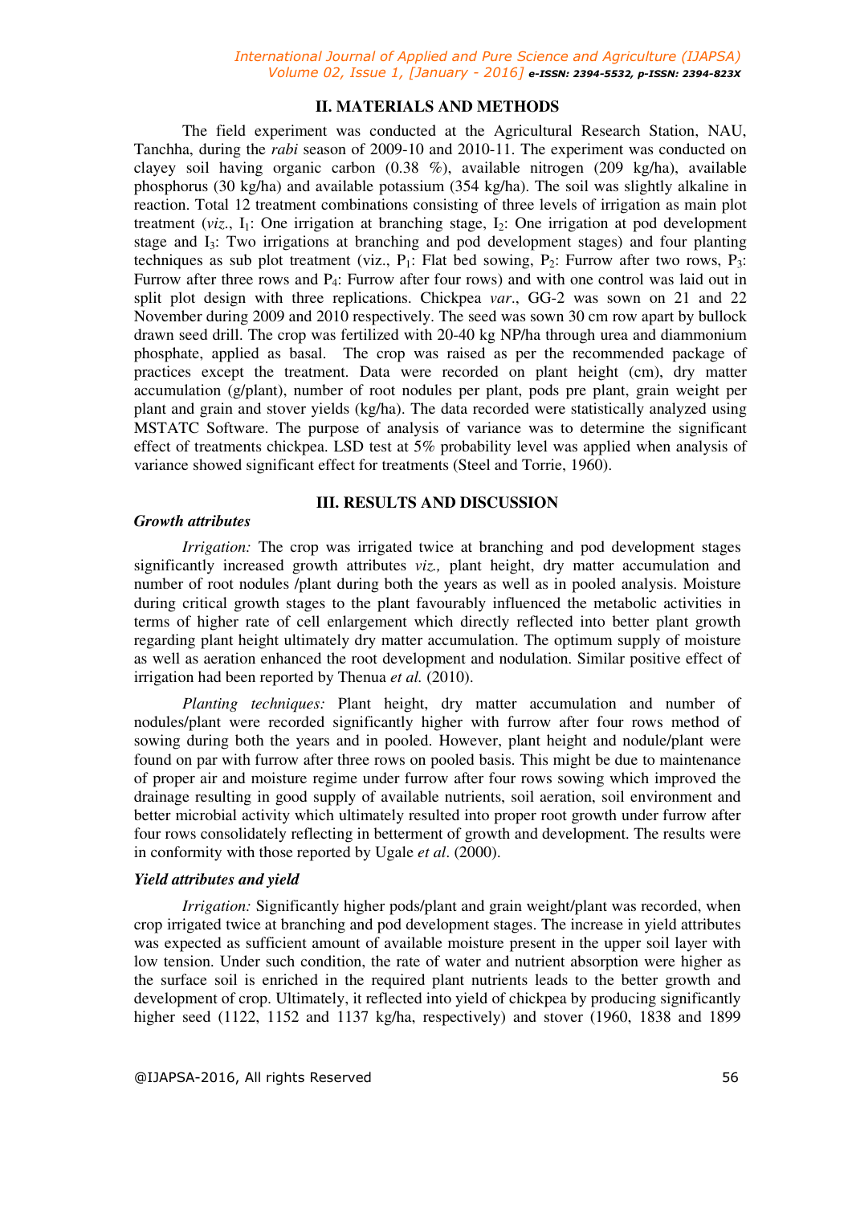## II. MATERIALS AND METHODS

The field experiment was conducted at the Agricultural Research Station, NAU, Tanchha, during the *rabi* season of 2009-10 and 2010-11. The experiment was conducted on clayey soil having organic carbon (0.38 %), available nitrogen (209 kg/ha), available phosphorus (30 kg/ha) and available potassium (354 kg/ha). The soil was slightly alkaline in reaction. Total 12 treatment combinations consisting of three levels of irrigation as main plot treatment (*viz*., $I_1$: One irrigation at branching stage, $I_2$: One irrigation at pod development stage and $I_3$: Two irrigations at branching and pod development stages) and four planting techniques as sub plot treatment (viz., $P_1$: Flat bed sowing, $P_2$: Furrow after two rows, $P_3$: Furrow after three rows and $P_4$: Furrow after four rows) and with one control was laid out in split plot design with three replications. Chickpea *var*., GG-2 was sown on 21 and 22 November during 2009 and 2010 respectively. The seed was sown 30 cm row apart by bullock drawn seed drill. The crop was fertilized with 20-40 kg NP/ha through urea and diammonium phosphate, applied as basal. The crop was raised as per the recommended package of practices except the treatment. Data were recorded on plant height (cm), dry matter accumulation (g/plant), number of root nodules per plant, pods pre plant, grain weight per plant and grain and stover yields (kg/ha). The data recorded were statistically analyzed using MSTATC Software. The purpose of analysis of variance was to determine the significant effect of treatments chickpea. LSD test at 5% probability level was applied when analysis of variance showed significant effect for treatments (Steel and Torrie, 1960).

## III. RESULTS AND DISCUSSION

### *Growth attributes*

*Irrigation:* The crop was irrigated twice at branching and pod development stages significantly increased growth attributes *viz.,* plant height, dry matter accumulation and number of root nodules /plant during both the years as well as in pooled analysis. Moisture during critical growth stages to the plant favourably influenced the metabolic activities in terms of higher rate of cell enlargement which directly reflected into better plant growth regarding plant height ultimately dry matter accumulation. The optimum supply of moisture as well as aeration enhanced the root development and nodulation. Similar positive effect of irrigation had been reported by Thenua *et al.* (2010).

*Planting techniques:* Plant height, dry matter accumulation and number of nodules/plant were recorded significantly higher with furrow after four rows method of sowing during both the years and in pooled. However, plant height and nodule/plant were found on par with furrow after three rows on pooled basis. This might be due to maintenance of proper air and moisture regime under furrow after four rows sowing which improved the drainage resulting in good supply of available nutrients, soil aeration, soil environment and better microbial activity which ultimately resulted into proper root growth under furrow after four rows consolidately reflecting in betterment of growth and development. The results were in conformity with those reported by Ugale *et al*. (2000).

### *Yield attributes and yield*

*Irrigation:* Significantly higher pods/plant and grain weight/plant was recorded, when crop irrigated twice at branching and pod development stages. The increase in yield attributes was expected as sufficient amount of available moisture present in the upper soil layer with low tension. Under such condition, the rate of water and nutrient absorption were higher as the surface soil is enriched in the required plant nutrients leads to the better growth and development of crop. Ultimately, it reflected into yield of chickpea by producing significantly higher seed (1122, 1152 and 1137 kg/ha, respectively) and stover (1960, 1838 and 1899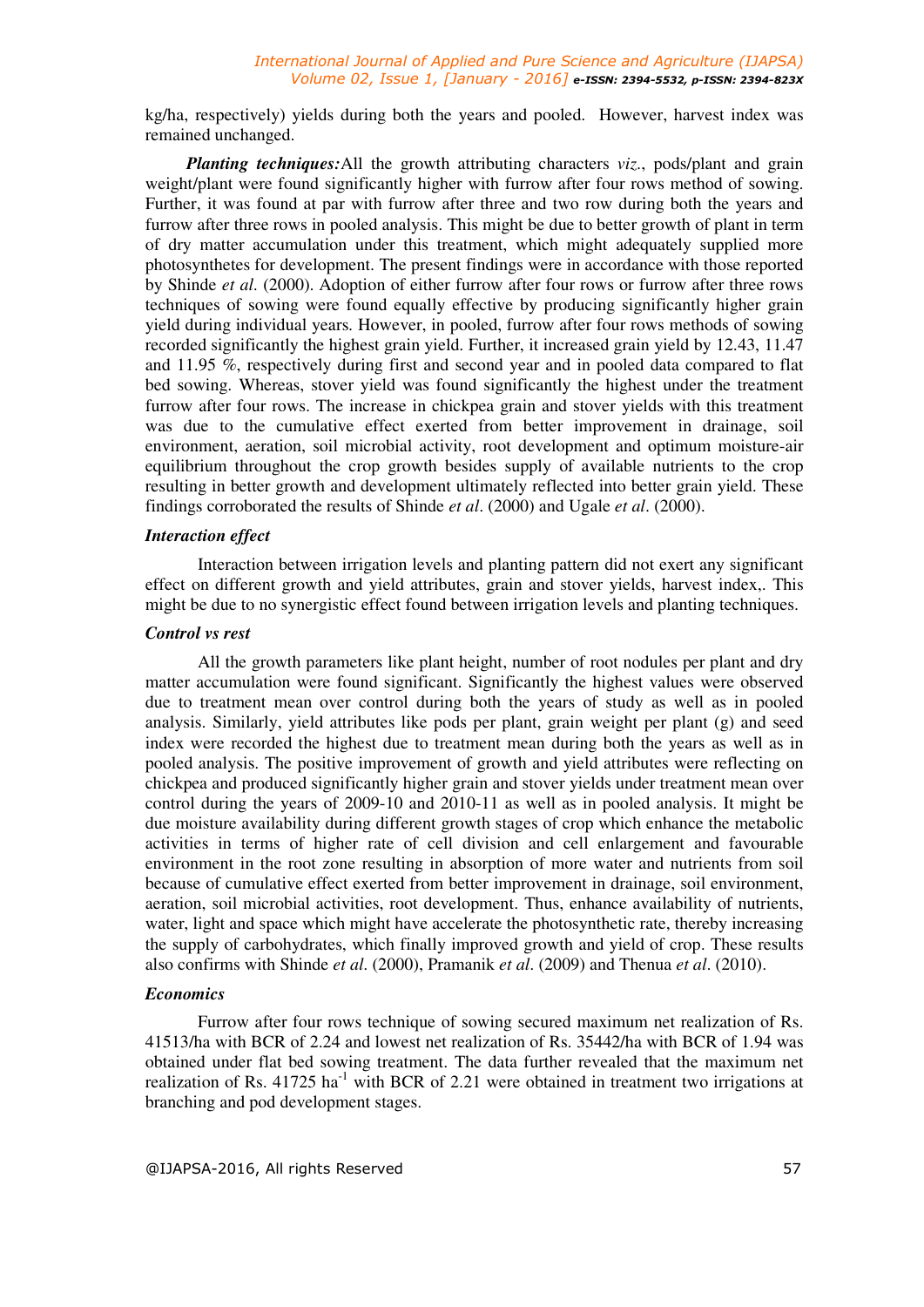kg/ha, respectively) yields during both the years and pooled. However, harvest index was remained unchanged.

***Planting techniques:*** All the growth attributing characters *viz*., pods/plant and grain weight/plant were found significantly higher with furrow after four rows method of sowing. Further, it was found at par with furrow after three and two row during both the years and furrow after three rows in pooled analysis. This might be due to better growth of plant in term of dry matter accumulation under this treatment, which might adequately supplied more photosynthetes for development. The present findings were in accordance with those reported by Shinde *et al*. (2000). Adoption of either furrow after four rows or furrow after three rows techniques of sowing were found equally effective by producing significantly higher grain yield during individual years. However, in pooled, furrow after four rows methods of sowing recorded significantly the highest grain yield. Further, it increased grain yield by 12.43, 11.47 and 11.95 %, respectively during first and second year and in pooled data compared to flat bed sowing. Whereas, stover yield was found significantly the highest under the treatment furrow after four rows. The increase in chickpea grain and stover yields with this treatment was due to the cumulative effect exerted from better improvement in drainage, soil environment, aeration, soil microbial activity, root development and optimum moisture-air equilibrium throughout the crop growth besides supply of available nutrients to the crop resulting in better growth and development ultimately reflected into better grain yield. These findings corroborated the results of Shinde *et al*. (2000) and Ugale *et al*. (2000).

***Interaction effect***

Interaction between irrigation levels and planting pattern did not exert any significant effect on different growth and yield attributes, grain and stover yields, harvest index,. This might be due to no synergistic effect found between irrigation levels and planting techniques.

***Control vs rest***

All the growth parameters like plant height, number of root nodules per plant and dry matter accumulation were found significant. Significantly the highest values were observed due to treatment mean over control during both the years of study as well as in pooled analysis. Similarly, yield attributes like pods per plant, grain weight per plant (g) and seed index were recorded the highest due to treatment mean during both the years as well as in pooled analysis. The positive improvement of growth and yield attributes were reflecting on chickpea and produced significantly higher grain and stover yields under treatment mean over control during the years of 2009-10 and 2010-11 as well as in pooled analysis. It might be due moisture availability during different growth stages of crop which enhance the metabolic activities in terms of higher rate of cell division and cell enlargement and favourable environment in the root zone resulting in absorption of more water and nutrients from soil because of cumulative effect exerted from better improvement in drainage, soil environment, aeration, soil microbial activities, root development. Thus, enhance availability of nutrients, water, light and space which might have accelerate the photosynthetic rate, thereby increasing the supply of carbohydrates, which finally improved growth and yield of crop. These results also confirms with Shinde *et al*. (2000), Pramanik *et al*. (2009) and Thenua *et al*. (2010).

***Economics***

Furrow after four rows technique of sowing secured maximum net realization of Rs. 41513/ha with BCR of 2.24 and lowest net realization of Rs. 35442/ha with BCR of 1.94 was obtained under flat bed sowing treatment. The data further revealed that the maximum net realization of Rs. 41725 $ha^{-1}$ with BCR of 2.21 were obtained in treatment two irrigations at branching and pod development stages.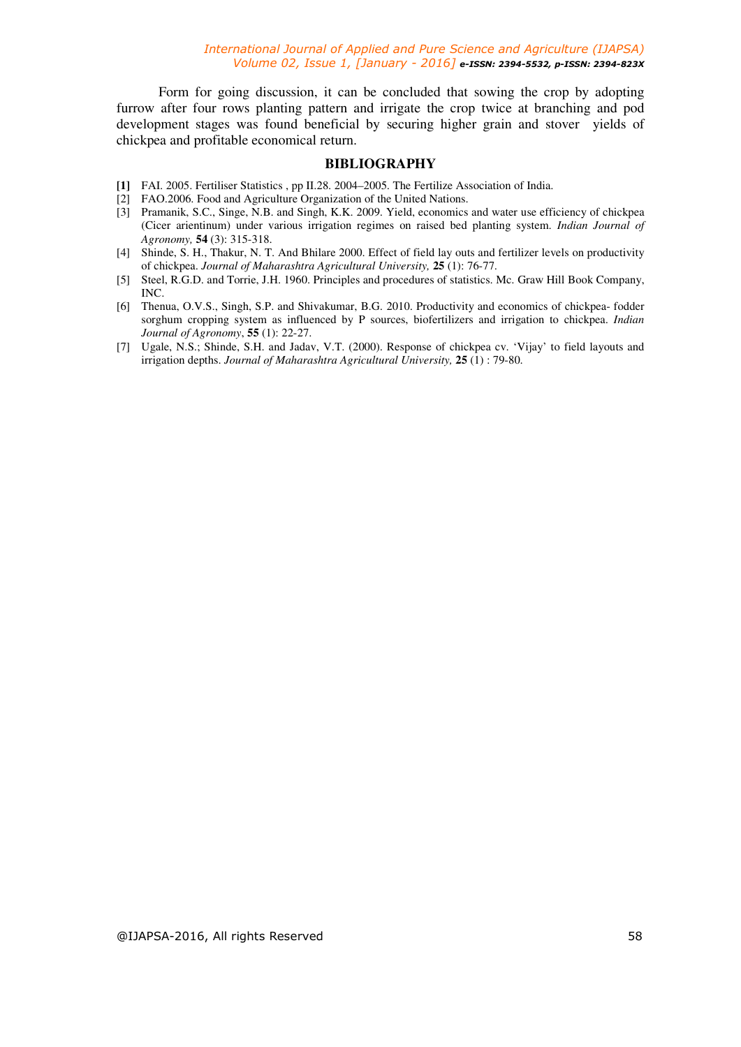Form for going discussion, it can be concluded that sowing the crop by adopting furrow after four rows planting pattern and irrigate the crop twice at branching and pod development stages was found beneficial by securing higher grain and stover yields of chickpea and profitable economical return.

## BIBLIOGRAPHY

**[1]** FAI. 2005. Fertiliser Statistics , pp II.28. 2004–2005. The Fertilize Association of India.

[2] FAO.2006. Food and Agriculture Organization of the United Nations.

[3] Pramanik, S.C., Singe, N.B. and Singh, K.K. 2009. Yield, economics and water use efficiency of chickpea (Cicer arientinum) under various irrigation regimes on raised bed planting system. *Indian Journal of Agronomy,* **54** (3): 315-318.

[4] Shinde, S. H., Thakur, N. T. And Bhilare 2000. Effect of field lay outs and fertilizer levels on productivity of chickpea. *Journal of Maharashtra Agricultural University,* **25** (1): 76-77.

[5] Steel, R.G.D. and Torrie, J.H. 1960. Principles and procedures of statistics. Mc. Graw Hill Book Company, INC.

[6] Thenua, O.V.S., Singh, S.P. and Shivakumar, B.G. 2010. Productivity and economics of chickpea- fodder sorghum cropping system as influenced by P sources, biofertilizers and irrigation to chickpea. *Indian Journal of Agronomy*, **55** (1): 22-27.

[7] Ugale, N.S.; Shinde, S.H. and Jadav, V.T. (2000). Response of chickpea cv. 'Vijay' to field layouts and irrigation depths. *Journal of Maharashtra Agricultural University,* **25** (1) : 79-80.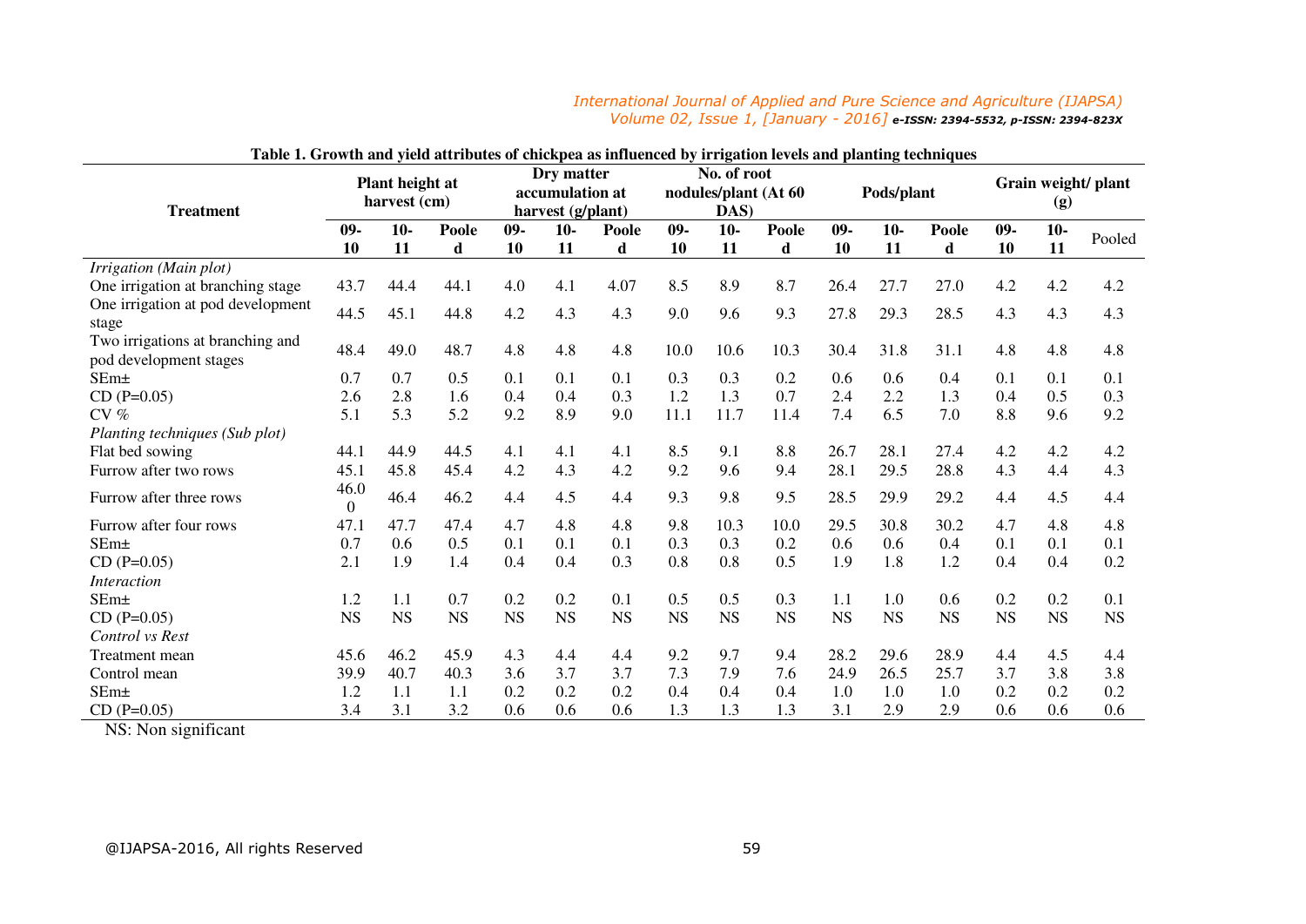**Table 1. Growth and yield attributes of chickpea as influenced by irrigation levels and planting techniques**

| Treatment | Plant height at harvest (cm) | | | Dry matter accumulation at harvest (g/plant) | | | No. of root nodules/plant (At 60 DAS) | | | Pods/plant | | | Grain weight/ plant (g) | | |
|---|---|---|---|---|---|---|---|---|---|---|---|---|---|---|---|
| | 09-10 | 10-11 | Pooled | 09-10 | 10-11 | Pooled | 09-10 | 10-11 | Pooled | 09-10 | 10-11 | Pooled | 09-10 | 10-11 | Pooled |
| *Irrigation (Main plot)* | | | | | | | | | | | | | | | |
| One irrigation at branching stage | 43.7 | 44.4 | 44.1 | 4.0 | 4.1 | 4.07 | 8.5 | 8.9 | 8.7 | 26.4 | 27.7 | 27.0 | 4.2 | 4.2 | 4.2 |
| One irrigation at pod development stage | 44.5 | 45.1 | 44.8 | 4.2 | 4.3 | 4.3 | 9.0 | 9.6 | 9.3 | 27.8 | 29.3 | 28.5 | 4.3 | 4.3 | 4.3 |
| Two irrigations at branching and pod development stages | 48.4 | 49.0 | 48.7 | 4.8 | 4.8 | 4.8 | 10.0 | 10.6 | 10.3 | 30.4 | 31.8 | 31.1 | 4.8 | 4.8 | 4.8 |
| SEm± | 0.7 | 0.7 | 0.5 | 0.1 | 0.1 | 0.1 | 0.3 | 0.3 | 0.2 | 0.6 | 0.6 | 0.4 | 0.1 | 0.1 | 0.1 |
| CD (P=0.05) | 2.6 | 2.8 | 1.6 | 0.4 | 0.4 | 0.3 | 1.2 | 1.3 | 0.7 | 2.4 | 2.2 | 1.3 | 0.4 | 0.5 | 0.3 |
| CV % | 5.1 | 5.3 | 5.2 | 9.2 | 8.9 | 9.0 | 11.1 | 11.7 | 11.4 | 7.4 | 6.5 | 7.0 | 8.8 | 9.6 | 9.2 |
| *Planting techniques (Sub plot)* | | | | | | | | | | | | | | | |
| Flat bed sowing | 44.1 | 44.9 | 44.5 | 4.1 | 4.1 | 4.1 | 8.5 | 9.1 | 8.8 | 26.7 | 28.1 | 27.4 | 4.2 | 4.2 | 4.2 |
| Furrow after two rows | 45.1 | 45.8 | 45.4 | 4.2 | 4.3 | 4.2 | 9.2 | 9.6 | 9.4 | 28.1 | 29.5 | 28.8 | 4.3 | 4.4 | 4.3 |
| Furrow after three rows | 46.00 | 46.4 | 46.2 | 4.4 | 4.5 | 4.4 | 9.3 | 9.8 | 9.5 | 28.5 | 29.9 | 29.2 | 4.4 | 4.5 | 4.4 |
| Furrow after four rows | 47.1 | 47.7 | 47.4 | 4.7 | 4.8 | 4.8 | 9.8 | 10.3 | 10.0 | 29.5 | 30.8 | 30.2 | 4.7 | 4.8 | 4.8 |
| SEm± | 0.7 | 0.6 | 0.5 | 0.1 | 0.1 | 0.1 | 0.3 | 0.3 | 0.2 | 0.6 | 0.6 | 0.4 | 0.1 | 0.1 | 0.1 |
| CD (P=0.05) | 2.1 | 1.9 | 1.4 | 0.4 | 0.4 | 0.3 | 0.8 | 0.8 | 0.5 | 1.9 | 1.8 | 1.2 | 0.4 | 0.4 | 0.2 |
| *Interaction* | | | | | | | | | | | | | | | |
| SEm± | 1.2 | 1.1 | 0.7 | 0.2 | 0.2 | 0.1 | 0.5 | 0.5 | 0.3 | 1.1 | 1.0 | 0.6 | 0.2 | 0.2 | 0.1 |
| CD (P=0.05) | NS | NS | NS | NS | NS | NS | NS | NS | NS | NS | NS | NS | NS | NS | NS |
| *Control vs Rest* | | | | | | | | | | | | | | | |
| Treatment mean | 45.6 | 46.2 | 45.9 | 4.3 | 4.4 | 4.4 | 9.2 | 9.7 | 9.4 | 28.2 | 29.6 | 28.9 | 4.4 | 4.5 | 4.4 |
| Control mean | 39.9 | 40.7 | 40.3 | 3.6 | 3.7 | 3.7 | 7.3 | 7.9 | 7.6 | 24.9 | 26.5 | 25.7 | 3.7 | 3.8 | 3.8 |
| SEm± | 1.2 | 1.1 | 1.1 | 0.2 | 0.2 | 0.2 | 0.4 | 0.4 | 0.4 | 1.0 | 1.0 | 1.0 | 0.2 | 0.2 | 0.2 |
| CD (P=0.05) | 3.4 | 3.1 | 3.2 | 0.6 | 0.6 | 0.6 | 1.3 | 1.3 | 1.3 | 3.1 | 2.9 | 2.9 | 0.6 | 0.6 | 0.6 |

NS: Non significant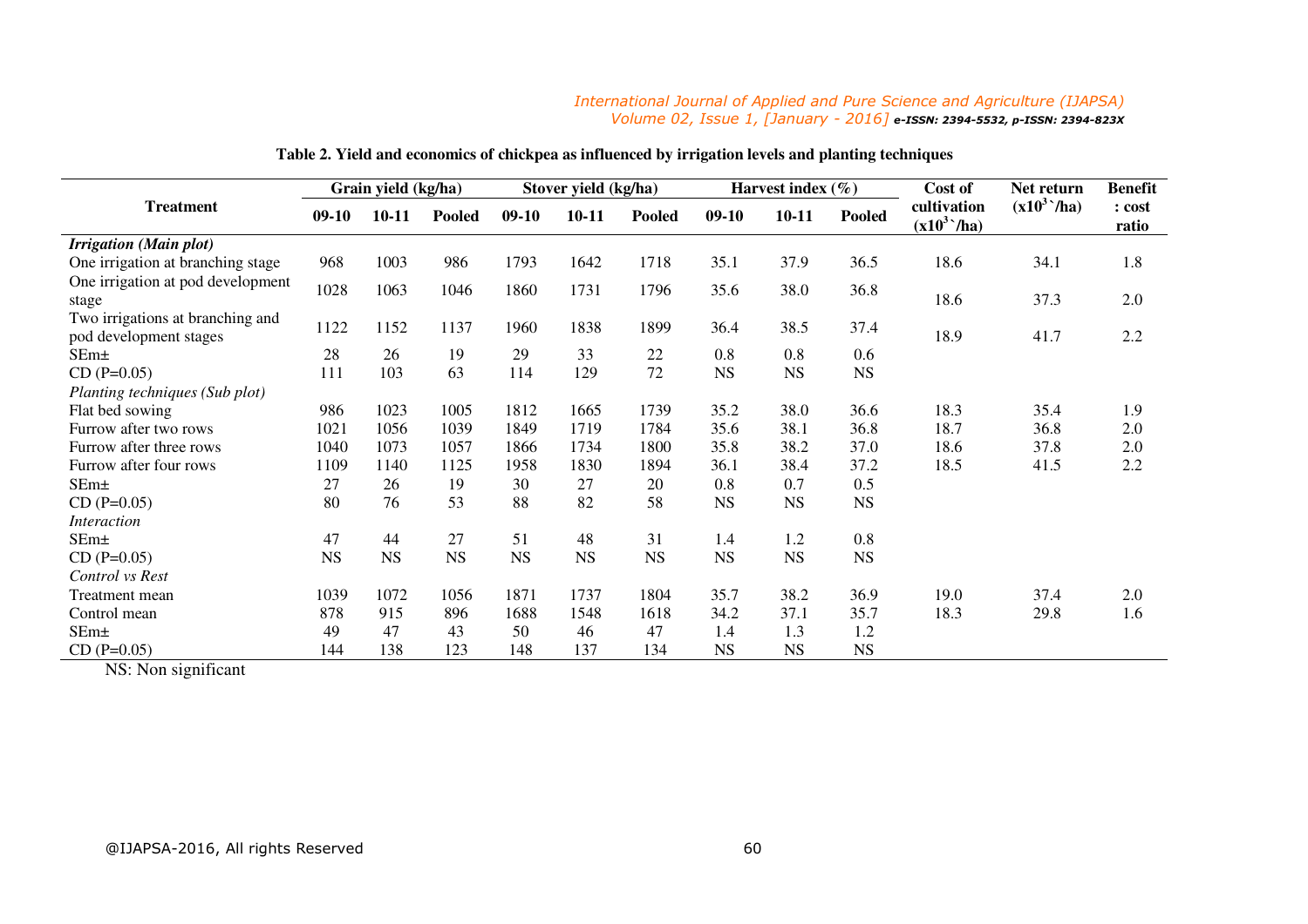**Table 2. Yield and economics of chickpea as influenced by irrigation levels and planting techniques**

| Treatment | Grain yield (kg/ha) | | | Stover yield (kg/ha) | | | Harvest index (%) | | | Cost of cultivation ($x10^3$`/ha) | Net return ($x10^3$`/ha) | Benefit : cost ratio |
|---|---|---|---|---|---|---|---|---|---|---|---|---|
| | 09-10 | 10-11 | Pooled | 09-10 | 10-11 | Pooled | 09-10 | 10-11 | Pooled | | | |
| ***Irrigation (Main plot)*** | | | | | | | | | | | | |
| One irrigation at branching stage | 968 | 1003 | 986 | 1793 | 1642 | 1718 | 35.1 | 37.9 | 36.5 | 18.6 | 34.1 | 1.8 |
| One irrigation at pod development stage | 1028 | 1063 | 1046 | 1860 | 1731 | 1796 | 35.6 | 38.0 | 36.8 | 18.6 | 37.3 | 2.0 |
| Two irrigations at branching and pod development stages | 1122 | 1152 | 1137 | 1960 | 1838 | 1899 | 36.4 | 38.5 | 37.4 | 18.9 | 41.7 | 2.2 |
| SEm± | 28 | 26 | 19 | 29 | 33 | 22 | 0.8 | 0.8 | 0.6 | | | |
| CD (P=0.05) | 111 | 103 | 63 | 114 | 129 | 72 | NS | NS | NS | | | |
| *Planting techniques (Sub plot)* | | | | | | | | | | | | |
| Flat bed sowing | 986 | 1023 | 1005 | 1812 | 1665 | 1739 | 35.2 | 38.0 | 36.6 | 18.3 | 35.4 | 1.9 |
| Furrow after two rows | 1021 | 1056 | 1039 | 1849 | 1719 | 1784 | 35.6 | 38.1 | 36.8 | 18.7 | 36.8 | 2.0 |
| Furrow after three rows | 1040 | 1073 | 1057 | 1866 | 1734 | 1800 | 35.8 | 38.2 | 37.0 | 18.6 | 37.8 | 2.0 |
| Furrow after four rows | 1109 | 1140 | 1125 | 1958 | 1830 | 1894 | 36.1 | 38.4 | 37.2 | 18.5 | 41.5 | 2.2 |
| SEm± | 27 | 26 | 19 | 30 | 27 | 20 | 0.8 | 0.7 | 0.5 | | | |
| CD (P=0.05) | 80 | 76 | 53 | 88 | 82 | 58 | NS | NS | NS | | | |
| *Interaction* | | | | | | | | | | | | |
| SEm± | 47 | 44 | 27 | 51 | 48 | 31 | 1.4 | 1.2 | 0.8 | | | |
| CD (P=0.05) | NS | NS | NS | NS | NS | NS | NS | NS | NS | | | |
| *Control vs Rest* | | | | | | | | | | | | |
| Treatment mean | 1039 | 1072 | 1056 | 1871 | 1737 | 1804 | 35.7 | 38.2 | 36.9 | 19.0 | 37.4 | 2.0 |
| Control mean | 878 | 915 | 896 | 1688 | 1548 | 1618 | 34.2 | 37.1 | 35.7 | 18.3 | 29.8 | 1.6 |
| SEm± | 49 | 47 | 43 | 50 | 46 | 47 | 1.4 | 1.3 | 1.2 | | | |
| CD (P=0.05) | 144 | 138 | 123 | 148 | 137 | 134 | NS | NS | NS | | | |

NS: Non significant